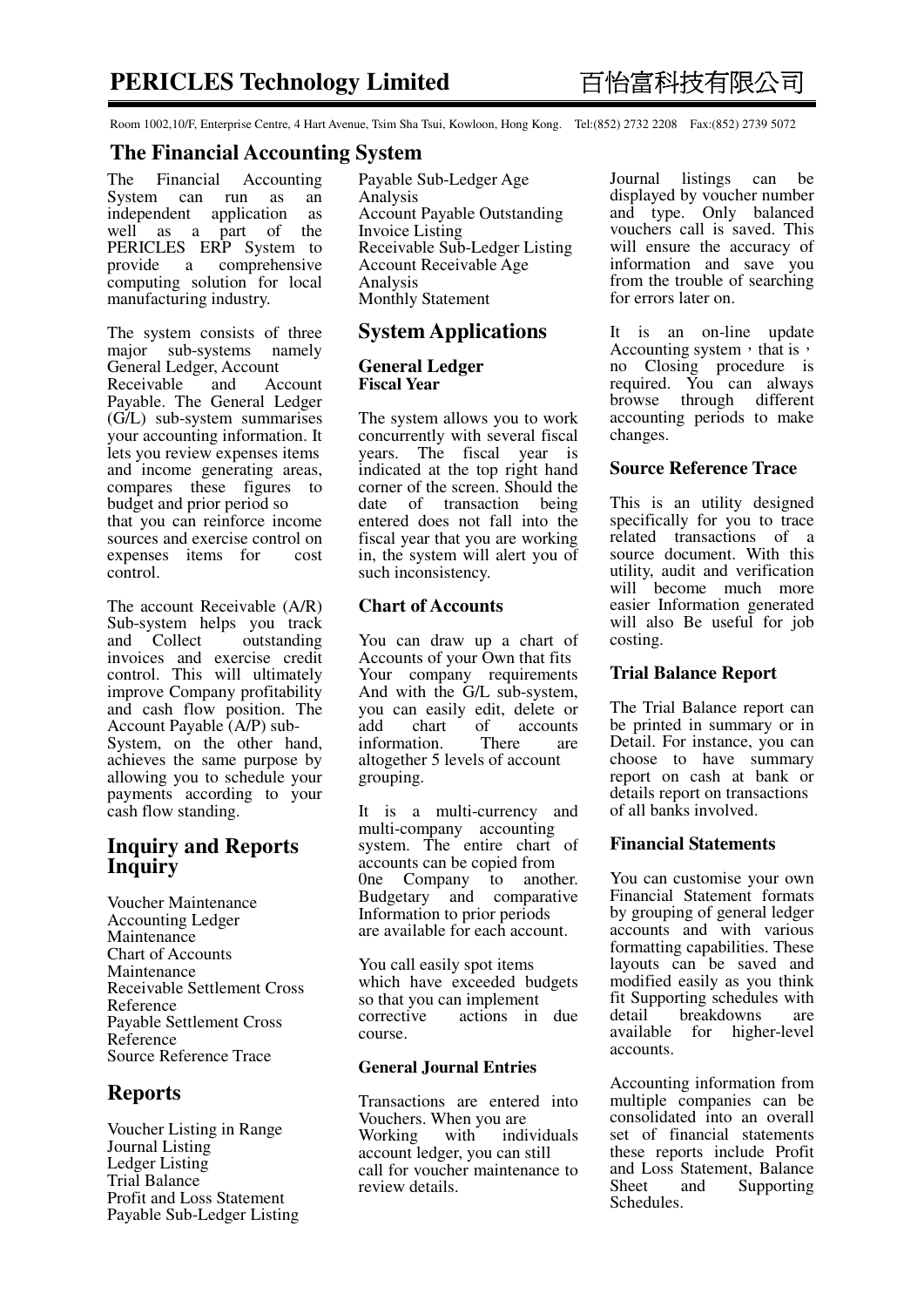# PERICLES Technology Limited 百怡富科技有限公司

Room 1002,10/F, Enterprise Centre, 4 Hart Avenue, Tsim Sha Tsui, Kowloon, Hong Kong. Tel:(852) 2732 2208 Fax:(852) 2739 5072

## The Financial Accounting System

The Financial Accounting System can run as an independent application as well as a part of the PERICLES ERP System to provide a comprehensive computing solution for local manufacturing industry.

The system consists of three major sub-systems namely General Ledger, Account Receivable and Account Payable. The General Ledger (G/L) sub-system summarises your accounting information. It lets you review expenses items and income generating areas, compares these figures to budget and prior period so that you can reinforce income sources and exercise control on expenses items for cost control.

The account Receivable (A/R) Sub-system helps you track and Collect outstanding invoices and exercise credit control. This will ultimately improve Company profitability and cash flow position. The Account Payable (A/P) sub-System, on the other hand, achieves the same purpose by allowing you to schedule your payments according to your cash flow standing.

## Inquiry and Reports Inquiry

Voucher Maintenance
Accounting Ledger Maintenance
Chart of Accounts Maintenance
Receivable Settlement Cross Reference
Payable Settlement Cross Reference
Source Reference Trace

## Reports

Voucher Listing in Range
Journal Listing
Ledger Listing
Trial Balance
Profit and Loss Statement
Payable Sub-Ledger Listing
Payable Sub-Ledger Age Analysis
Account Payable Outstanding Invoice Listing
Receivable Sub-Ledger Listing
Account Receivable Age Analysis
Monthly Statement

## System Applications

### General Ledger

**Fiscal Year**

The system allows you to work concurrently with several fiscal years. The fiscal year is indicated at the top right hand corner of the screen. Should the date of transaction being entered does not fall into the fiscal year that you are working in, the system will alert you of such inconsistency.

### Chart of Accounts

You can draw up a chart of Accounts of your Own that fits Your company requirements And with the G/L sub-system, you can easily edit, delete or add chart of accounts information. There are altogether 5 levels of account grouping.

It is a multi-currency and multi-company accounting system. The entire chart of accounts can be copied from 0ne Company to another. Budgetary and comparative Information to prior periods are available for each account.

You call easily spot items which have exceeded budgets so that you can implement corrective actions in due course.

### General Journal Entries

Transactions are entered into Vouchers. When you are Working with individuals account ledger, you can still call for voucher maintenance to review details.

Journal listings can be displayed by voucher number and type. Only balanced vouchers call is saved. This will ensure the accuracy of information and save you from the trouble of searching for errors later on.

It is an on-line update Accounting system，that is，no Closing procedure is required. You can always browse through different accounting periods to make changes.

### Source Reference Trace

This is an utility designed specifically for you to trace related transactions of a source document. With this utility, audit and verification will become much more easier Information generated will also Be useful for job costing.

### Trial Balance Report

The Trial Balance report can be printed in summary or in Detail. For instance, you can choose to have summary report on cash at bank or details report on transactions of all banks involved.

### Financial Statements

You can customise your own Financial Statement formats by grouping of general ledger accounts and with various formatting capabilities. These layouts can be saved and modified easily as you think fit Supporting schedules with detail breakdowns are available for higher-level accounts.

Accounting information from multiple companies can be consolidated into an overall set of financial statements these reports include Profit and Loss Statement, Balance Sheet and Supporting Schedules.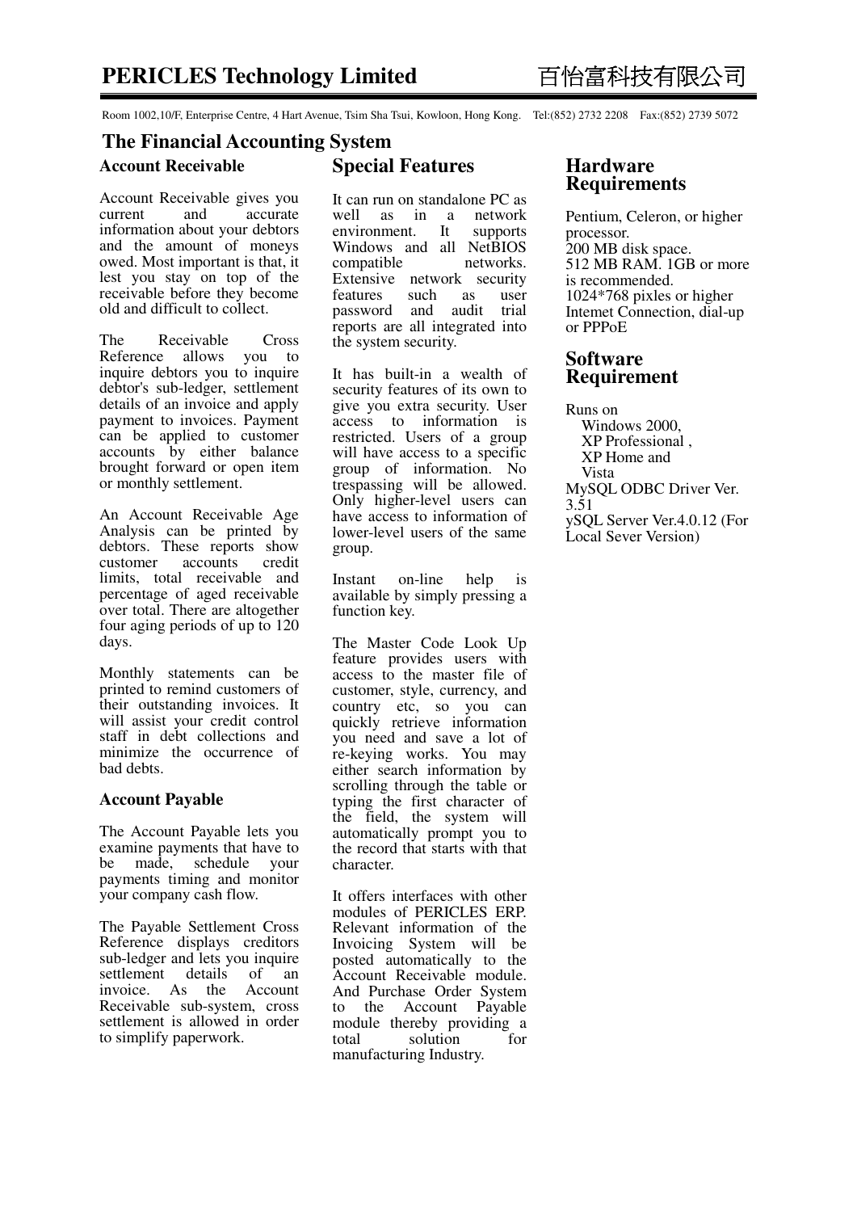# PERICLES Technology Limited 百怡富科技有限公司

Room 1002,10/F, Enterprise Centre, 4 Hart Avenue, Tsim Sha Tsui, Kowloon, Hong Kong. Tel:(852) 2732 2208 Fax:(852) 2739 5072

## The Financial Accounting System

### Account Receivable

Account Receivable gives you current and accurate information about your debtors and the amount of moneys owed. Most important is that, it lest you stay on top of the receivable before they become old and difficult to collect.

The Receivable Cross Reference allows you to inquire debtors you to inquire debtor's sub-ledger, settlement details of an invoice and apply payment to invoices. Payment can be applied to customer accounts by either balance brought forward or open item or monthly settlement.

An Account Receivable Age Analysis can be printed by debtors. These reports show customer accounts credit limits, total receivable and percentage of aged receivable over total. There are altogether four aging periods of up to 120 days.

Monthly statements can be printed to remind customers of their outstanding invoices. It will assist your credit control staff in debt collections and minimize the occurrence of bad debts.

### Account Payable

The Account Payable lets you examine payments that have to be made, schedule your payments timing and monitor your company cash flow.

The Payable Settlement Cross Reference displays creditors sub-ledger and lets you inquire settlement details of an invoice. As the Account Receivable sub-system, cross settlement is allowed in order to simplify paperwork.

## Special Features

It can run on standalone PC as well as in a network environment. It supports Windows and all NetBIOS compatible networks. Extensive network security features such as user password and audit trial reports are all integrated into the system security.

It has built-in a wealth of security features of its own to give you extra security. User access to information is restricted. Users of a group will have access to a specific group of information. No trespassing will be allowed. Only higher-level users can have access to information of lower-level users of the same group.

Instant on-line help is available by simply pressing a function key.

The Master Code Look Up feature provides users with access to the master file of customer, style, currency, and country etc, so you can quickly retrieve information you need and save a lot of re-keying works. You may either search information by scrolling through the table or typing the first character of the field, the system will automatically prompt you to the record that starts with that character.

It offers interfaces with other modules of PERICLES ERP. Relevant information of the Invoicing System will be posted automatically to the Account Receivable module. And Purchase Order System to the Account Payable module thereby providing a total solution for manufacturing Industry.

## Hardware Requirements

Pentium, Celeron, or higher processor.
200 MB disk space.
512 MB RAM. 1GB or more is recommended.
1024*768 pixles or higher
Intemet Connection, dial-up or PPPoE

## Software Requirement

Runs on
- Windows 2000,
- XP Professional ,
- XP Home and
- Vista

MySQL ODBC Driver Ver. 3.51
ySQL Server Ver.4.0.12 (For Local Sever Version)